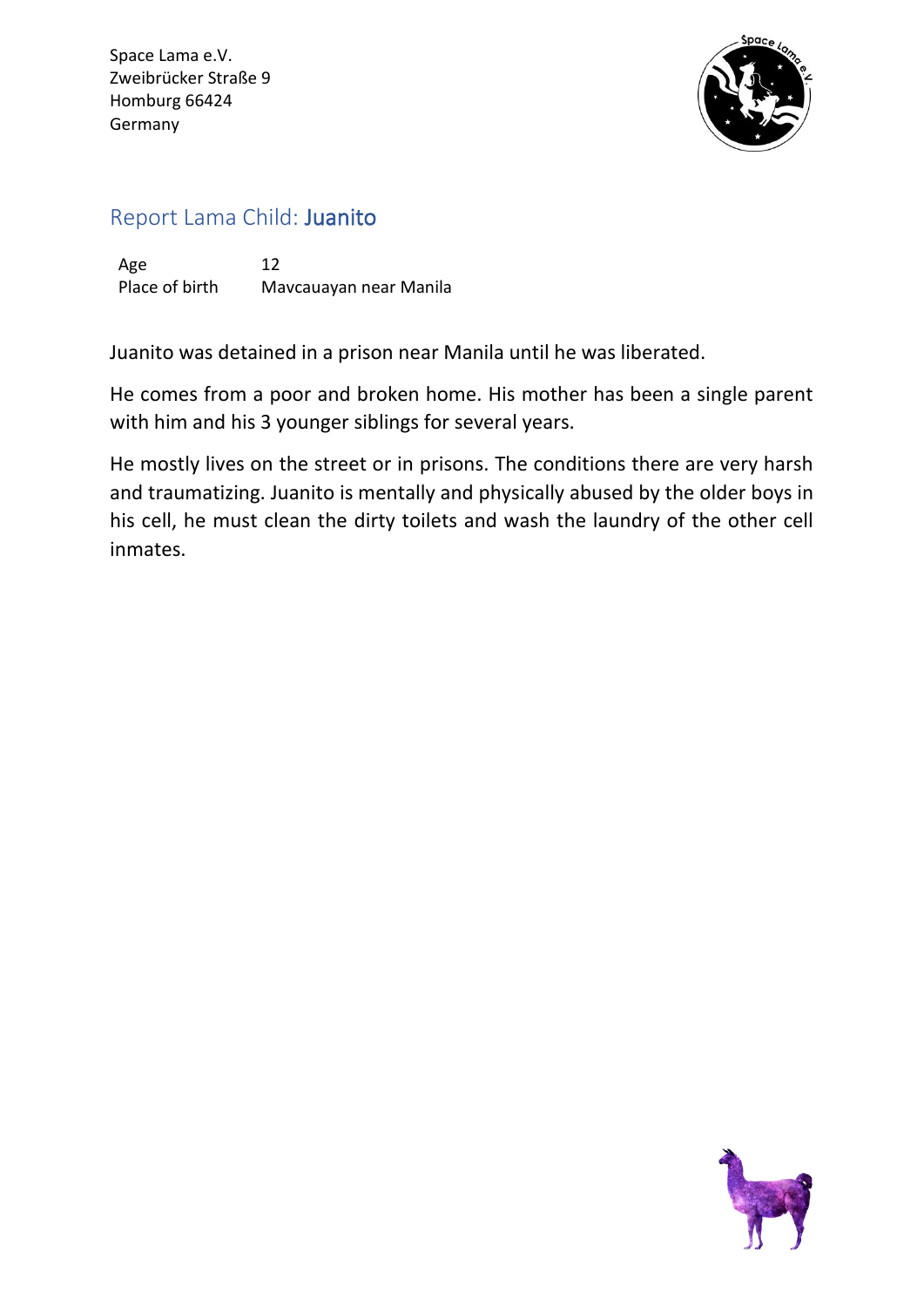Space Lama e.V.
Zweibrücker Straße 9
Homburg 66424
Germany

## Report Lama Child: Juanito

| | |
|---|---|
| Age | 12 |
| Place of birth | Mavcauayan near Manila |

Juanito was detained in a prison near Manila until he was liberated.

He comes from a poor and broken home. His mother has been a single parent with him and his 3 younger siblings for several years.

He mostly lives on the street or in prisons. The conditions there are very harsh and traumatizing. Juanito is mentally and physically abused by the older boys in his cell, he must clean the dirty toilets and wash the laundry of the other cell inmates.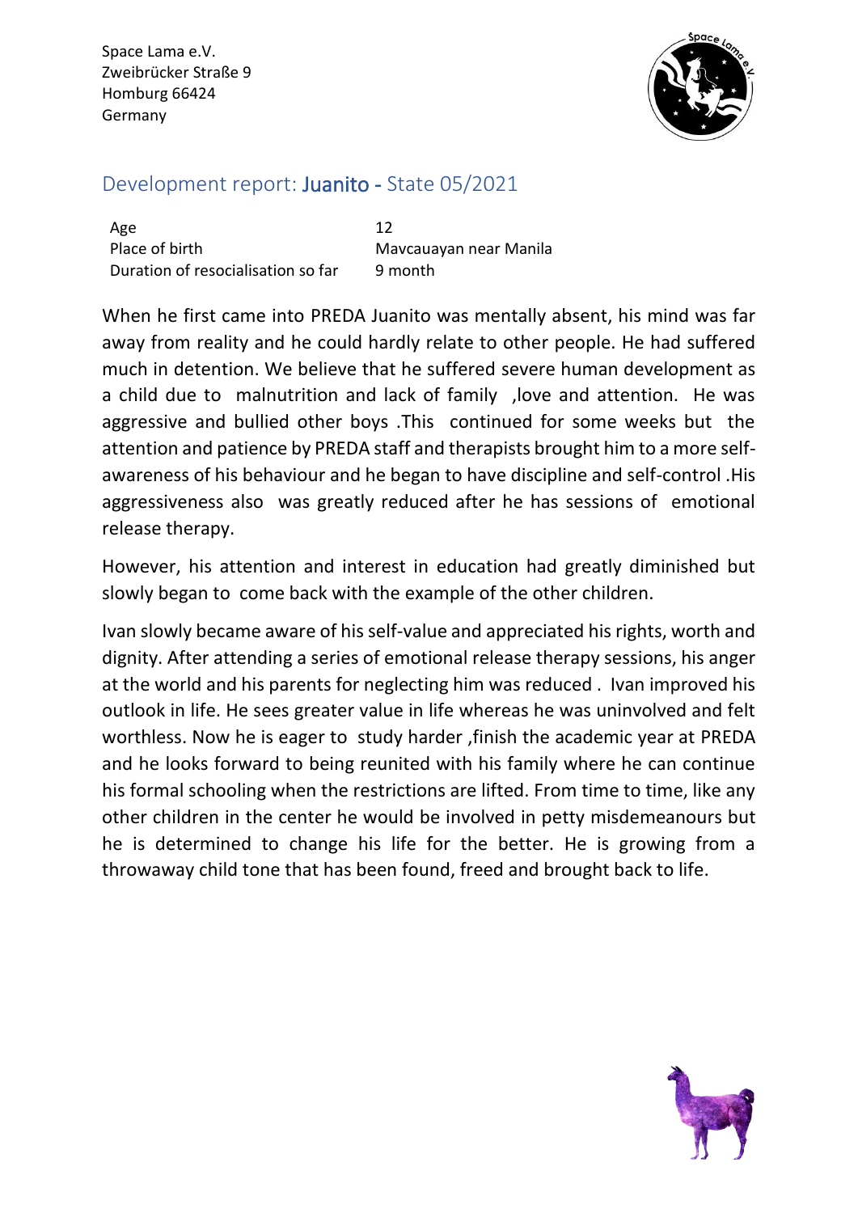Space Lama e.V.
Zweibrücker Straße 9
Homburg 66424
Germany

## Development report: Juanito - State 05/2021

| | |
|---|---|
| Age | 12 |
| Place of birth | Mavcauayan near Manila |
| Duration of resocialisation so far | 9 month |

When he first came into PREDA Juanito was mentally absent, his mind was far away from reality and he could hardly relate to other people. He had suffered much in detention. We believe that he suffered severe human development as a child due to malnutrition and lack of family ,love and attention. He was aggressive and bullied other boys .This continued for some weeks but the attention and patience by PREDA staff and therapists brought him to a more self-awareness of his behaviour and he began to have discipline and self-control .His aggressiveness also was greatly reduced after he has sessions of emotional release therapy.

However, his attention and interest in education had greatly diminished but slowly began to come back with the example of the other children.

Ivan slowly became aware of his self-value and appreciated his rights, worth and dignity. After attending a series of emotional release therapy sessions, his anger at the world and his parents for neglecting him was reduced . Ivan improved his outlook in life. He sees greater value in life whereas he was uninvolved and felt worthless. Now he is eager to study harder ,finish the academic year at PREDA and he looks forward to being reunited with his family where he can continue his formal schooling when the restrictions are lifted. From time to time, like any other children in the center he would be involved in petty misdemeanours but he is determined to change his life for the better. He is growing from a throwaway child tone that has been found, freed and brought back to life.